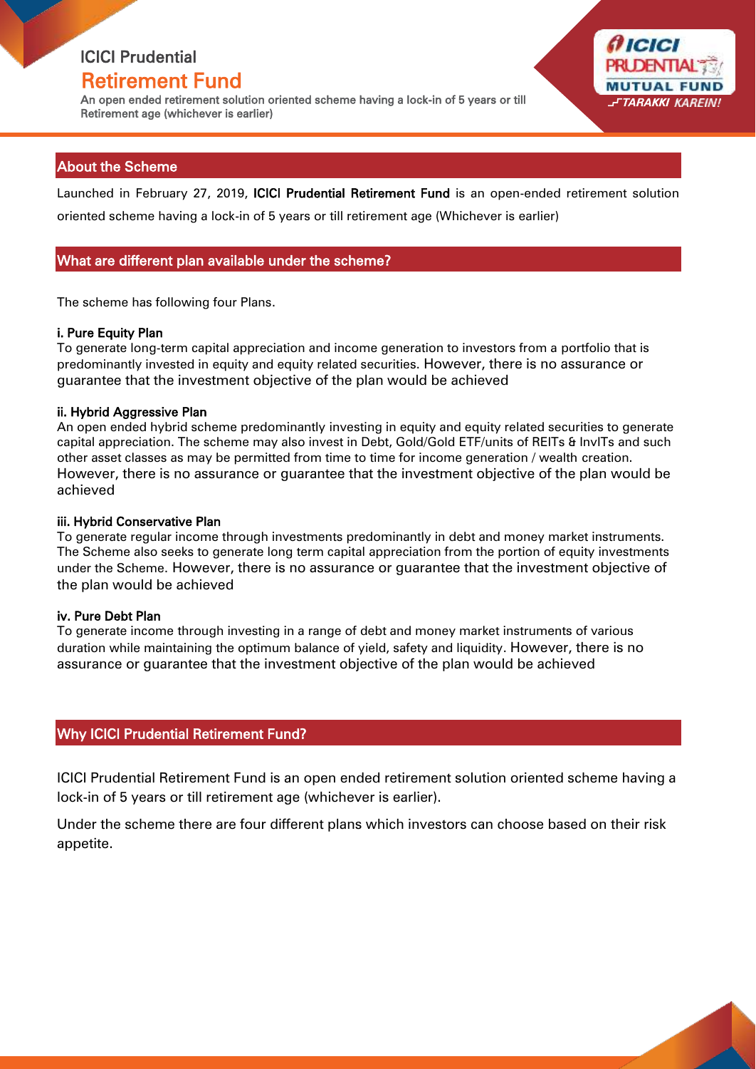# ICICI Prudential Retirement Fund

An open ended retirement solution oriented scheme having a lock-in of 5 years or till Retirement age (whichever is earlier)

## About the Scheme

Launched in February 27, 2019, **ICICI Prudential Retirement Fund** is an open-ended retirement solution oriented scheme having a lock-in of 5 years or till retirement age (Whichever is earlier)

## What are different plan available under the scheme?

The scheme has following four Plans.

**i. Pure Equity Plan**

To generate long-term capital appreciation and income generation to investors from a portfolio that is predominantly invested in equity and equity related securities. However, there is no assurance or guarantee that the investment objective of the plan would be achieved

**ii. Hybrid Aggressive Plan**

An open ended hybrid scheme predominantly investing in equity and equity related securities to generate capital appreciation. The scheme may also invest in Debt, Gold/Gold ETF/units of REITs & InvITs and such other asset classes as may be permitted from time to time for income generation / wealth creation. However, there is no assurance or guarantee that the investment objective of the plan would be achieved

**iii. Hybrid Conservative Plan**

To generate regular income through investments predominantly in debt and money market instruments. The Scheme also seeks to generate long term capital appreciation from the portion of equity investments under the Scheme. However, there is no assurance or guarantee that the investment objective of the plan would be achieved

**iv. Pure Debt Plan**

To generate income through investing in a range of debt and money market instruments of various duration while maintaining the optimum balance of yield, safety and liquidity. However, there is no assurance or guarantee that the investment objective of the plan would be achieved

## Why ICICI Prudential Retirement Fund?

ICICI Prudential Retirement Fund is an open ended retirement solution oriented scheme having a lock-in of 5 years or till retirement age (whichever is earlier).

Under the scheme there are four different plans which investors can choose based on their risk appetite.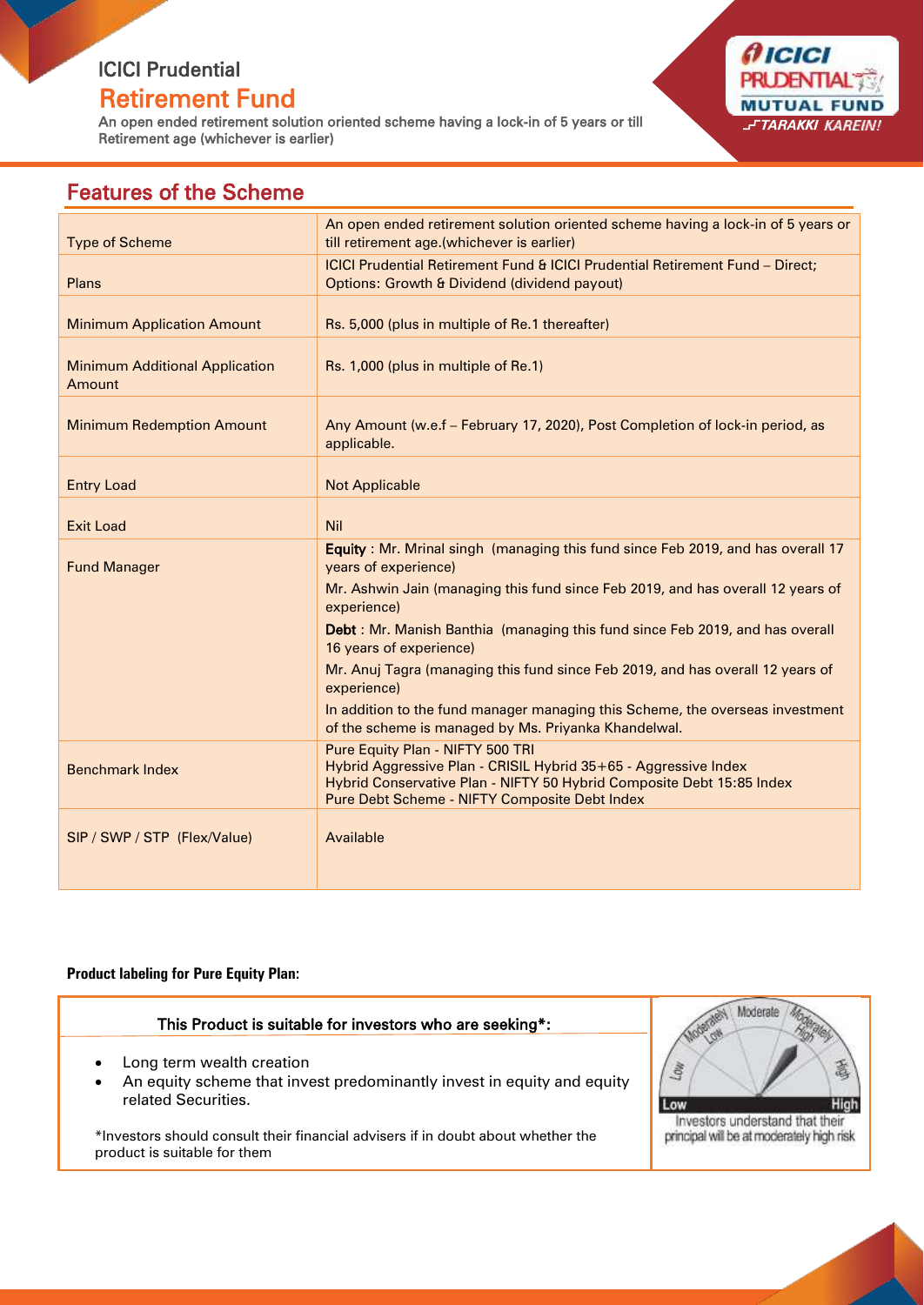# ICICI Prudential
# Retirement Fund

An open ended retirement solution oriented scheme having a lock-in of 5 years or till Retirement age (whichever is earlier)

## Features of the Scheme

| | |
|---|---|
| Type of Scheme | An open ended retirement solution oriented scheme having a lock-in of 5 years or till retirement age.(whichever is earlier) |
| Plans | ICICI Prudential Retirement Fund & ICICI Prudential Retirement Fund – Direct; Options: Growth & Dividend (dividend payout) |
| Minimum Application Amount | Rs. 5,000 (plus in multiple of Re.1 thereafter) |
| Minimum Additional Application Amount | Rs. 1,000 (plus in multiple of Re.1) |
| Minimum Redemption Amount | Any Amount (w.e.f – February 17, 2020), Post Completion of lock-in period, as applicable. |
| Entry Load | Not Applicable |
| Exit Load | Nil |
| Fund Manager | **Equity** : Mr. Mrinal singh (managing this fund since Feb 2019, and has overall 17 years of experience)<br>Mr. Ashwin Jain (managing this fund since Feb 2019, and has overall 12 years of experience)<br>**Debt** : Mr. Manish Banthia (managing this fund since Feb 2019, and has overall 16 years of experience)<br>Mr. Anuj Tagra (managing this fund since Feb 2019, and has overall 12 years of experience)<br>In addition to the fund manager managing this Scheme, the overseas investment of the scheme is managed by Ms. Priyanka Khandelwal. |
| Benchmark Index | Pure Equity Plan - NIFTY 500 TRI<br>Hybrid Aggressive Plan - CRISIL Hybrid 35+65 - Aggressive Index<br>Hybrid Conservative Plan - NIFTY 50 Hybrid Composite Debt 15:85 Index<br>Pure Debt Scheme - NIFTY Composite Debt Index |
| SIP / SWP / STP (Flex/Value) | Available |

**Product labeling for Pure Equity Plan:**

This Product is suitable for investors who are seeking*:

- Long term wealth creation
- An equity scheme that invest predominantly invest in equity and equity related Securities.

*Investors should consult their financial advisers if in doubt about whether the product is suitable for them

Investors understand that their principal will be at moderately high risk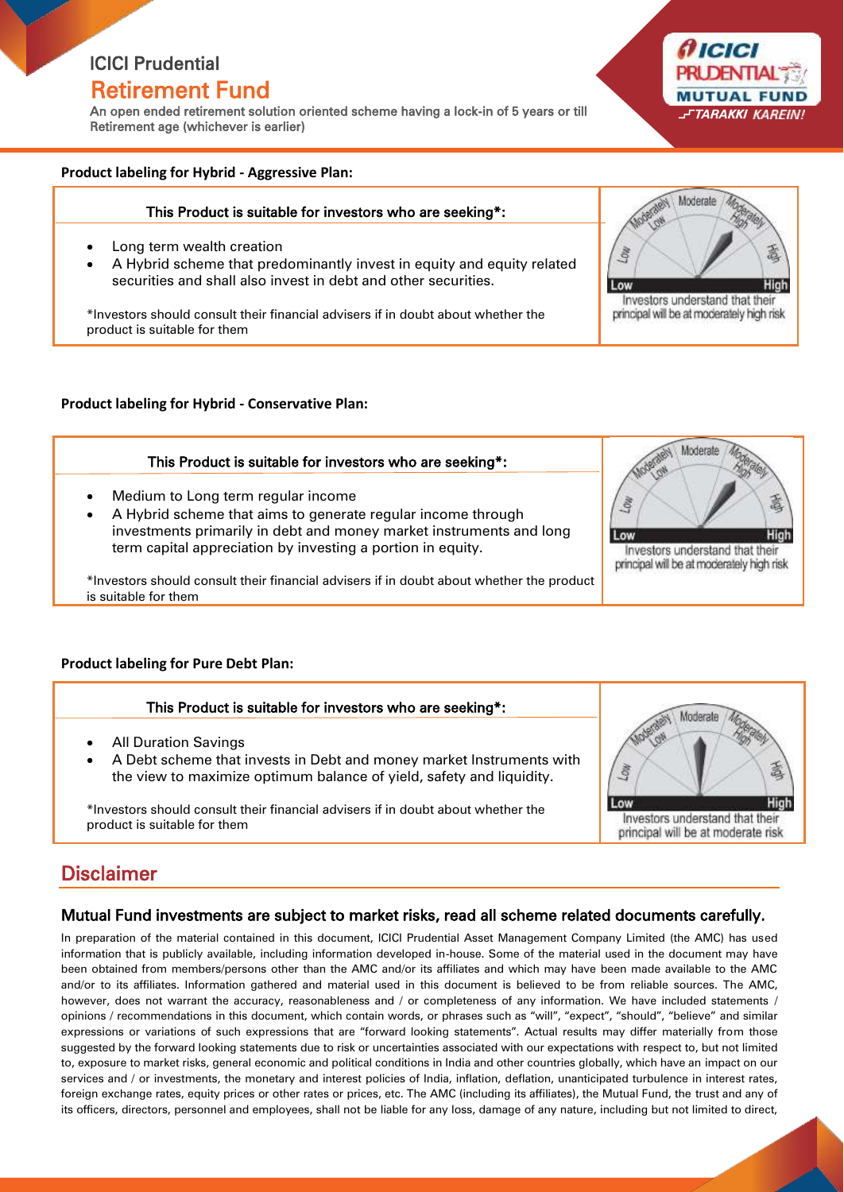ICICI Prudential

# Retirement Fund

An open ended retirement solution oriented scheme having a lock-in of 5 years or till Retirement age (whichever is earlier)

**Product labeling for Hybrid - Aggressive Plan:**

This Product is suitable for investors who are seeking*:

- Long term wealth creation
- A Hybrid scheme that predominantly invest in equity and equity related securities and shall also invest in debt and other securities.

*Investors should consult their financial advisers if in doubt about whether the product is suitable for them

Investors understand that their principal will be at moderately high risk

**Product labeling for Hybrid - Conservative Plan:**

This Product is suitable for investors who are seeking*:

- Medium to Long term regular income
- A Hybrid scheme that aims to generate regular income through investments primarily in debt and money market instruments and long term capital appreciation by investing a portion in equity.

*Investors should consult their financial advisers if in doubt about whether the product is suitable for them

Investors understand that their principal will be at moderately high risk

**Product labeling for Pure Debt Plan:**

This Product is suitable for investors who are seeking*:

- All Duration Savings
- A Debt scheme that invests in Debt and money market Instruments with the view to maximize optimum balance of yield, safety and liquidity.

*Investors should consult their financial advisers if in doubt about whether the product is suitable for them

Investors understand that their principal will be at moderate risk

## Disclaimer

### Mutual Fund investments are subject to market risks, read all scheme related documents carefully.

In preparation of the material contained in this document, ICICI Prudential Asset Management Company Limited (the AMC) has used information that is publicly available, including information developed in-house. Some of the material used in the document may have been obtained from members/persons other than the AMC and/or its affiliates and which may have been made available to the AMC and/or to its affiliates. Information gathered and material used in this document is believed to be from reliable sources. The AMC, however, does not warrant the accuracy, reasonableness and / or completeness of any information. We have included statements / opinions / recommendations in this document, which contain words, or phrases such as "will", "expect", "should", "believe" and similar expressions or variations of such expressions that are "forward looking statements". Actual results may differ materially from those suggested by the forward looking statements due to risk or uncertainties associated with our expectations with respect to, but not limited to, exposure to market risks, general economic and political conditions in India and other countries globally, which have an impact on our services and / or investments, the monetary and interest policies of India, inflation, deflation, unanticipated turbulence in interest rates, foreign exchange rates, equity prices or other rates or prices, etc. The AMC (including its affiliates), the Mutual Fund, the trust and any of its officers, directors, personnel and employees, shall not be liable for any loss, damage of any nature, including but not limited to direct,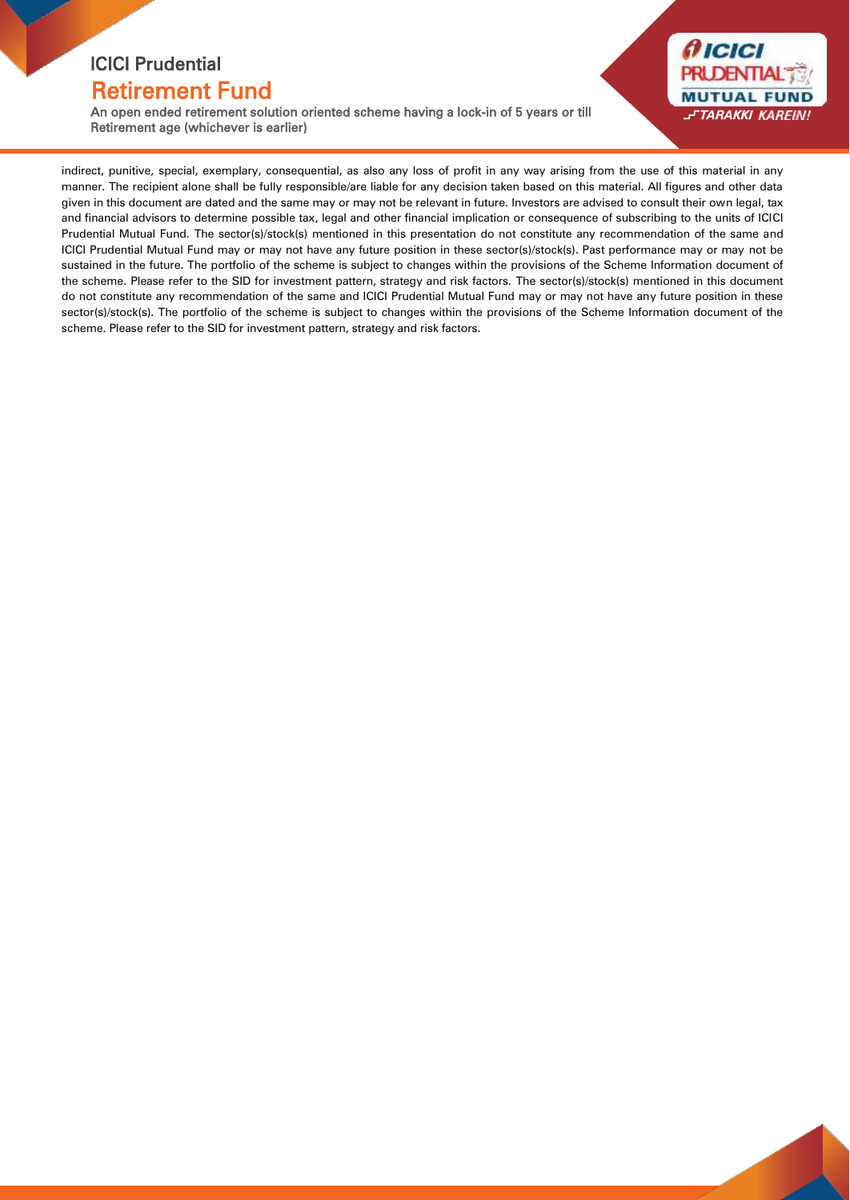indirect, punitive, special, exemplary, consequential, as also any loss of profit in any way arising from the use of this material in any manner. The recipient alone shall be fully responsible/are liable for any decision taken based on this material. All figures and other data given in this document are dated and the same may or may not be relevant in future. Investors are advised to consult their own legal, tax and financial advisors to determine possible tax, legal and other financial implication or consequence of subscribing to the units of ICICI Prudential Mutual Fund. The sector(s)/stock(s) mentioned in this presentation do not constitute any recommendation of the same and ICICI Prudential Mutual Fund may or may not have any future position in these sector(s)/stock(s). Past performance may or may not be sustained in the future. The portfolio of the scheme is subject to changes within the provisions of the Scheme Information document of the scheme. Please refer to the SID for investment pattern, strategy and risk factors. The sector(s)/stock(s) mentioned in this document do not constitute any recommendation of the same and ICICI Prudential Mutual Fund may or may not have any future position in these sector(s)/stock(s). The portfolio of the scheme is subject to changes within the provisions of the Scheme Information document of the scheme. Please refer to the SID for investment pattern, strategy and risk factors.